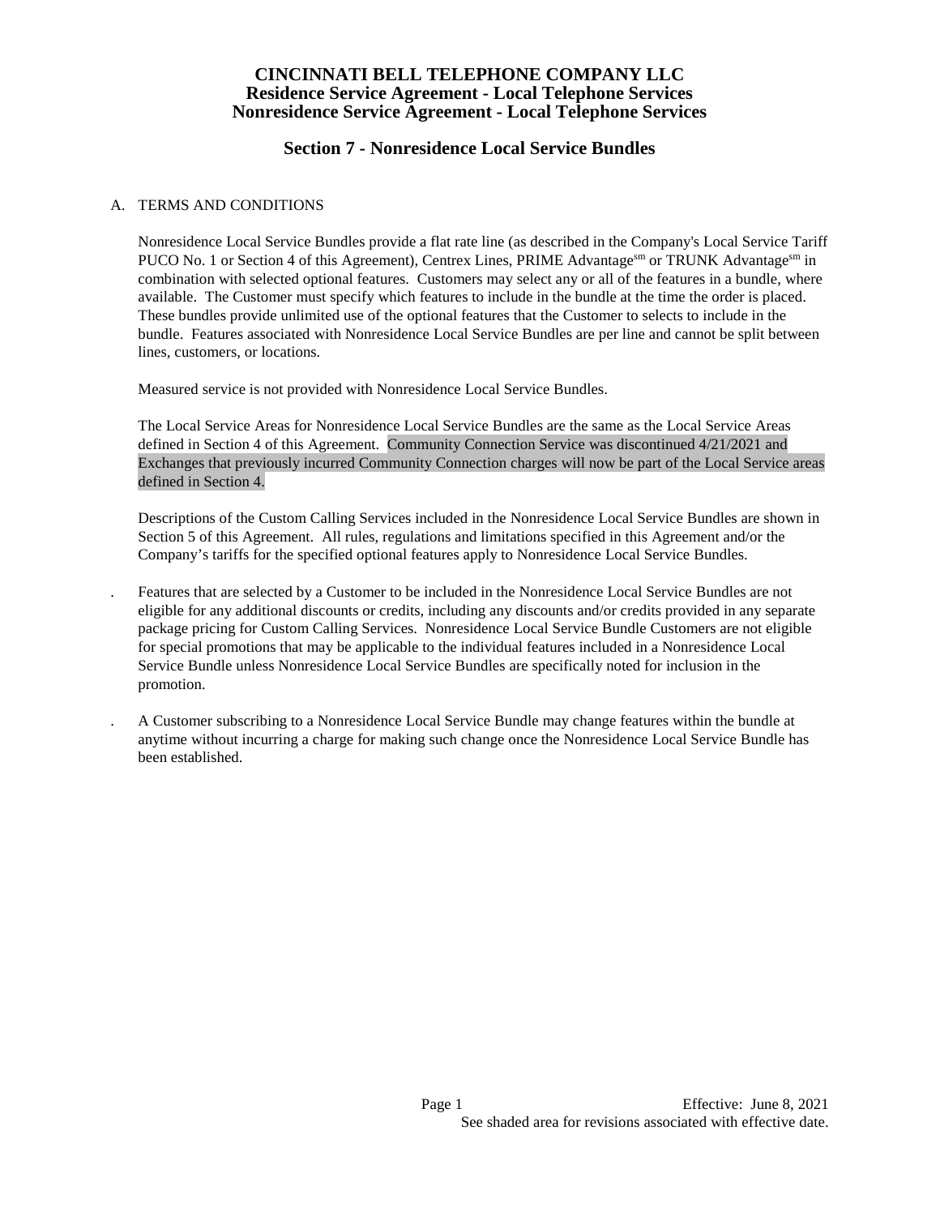# CINCINNATI BELL TELEPHONE COMPANY LLC
## Residence Service Agreement - Local Telephone Services
## Nonresidence Service Agreement - Local Telephone Services

## Section 7 - Nonresidence Local Service Bundles

A. TERMS AND CONDITIONS

Nonresidence Local Service Bundles provide a flat rate line (as described in the Company's Local Service Tariff PUCO No. 1 or Section 4 of this Agreement), Centrex Lines, PRIME Advantage[sm] or TRUNK Advantage[sm] in combination with selected optional features. Customers may select any or all of the features in a bundle, where available. The Customer must specify which features to include in the bundle at the time the order is placed. These bundles provide unlimited use of the optional features that the Customer to selects to include in the bundle. Features associated with Nonresidence Local Service Bundles are per line and cannot be split between lines, customers, or locations.

Measured service is not provided with Nonresidence Local Service Bundles.

The Local Service Areas for Nonresidence Local Service Bundles are the same as the Local Service Areas defined in Section 4 of this Agreement. Community Connection Service was discontinued 4/21/2021 and Exchanges that previously incurred Community Connection charges will now be part of the Local Service areas defined in Section 4.

Descriptions of the Custom Calling Services included in the Nonresidence Local Service Bundles are shown in Section 5 of this Agreement. All rules, regulations and limitations specified in this Agreement and/or the Company's tariffs for the specified optional features apply to Nonresidence Local Service Bundles.

. Features that are selected by a Customer to be included in the Nonresidence Local Service Bundles are not eligible for any additional discounts or credits, including any discounts and/or credits provided in any separate package pricing for Custom Calling Services. Nonresidence Local Service Bundle Customers are not eligible for special promotions that may be applicable to the individual features included in a Nonresidence Local Service Bundle unless Nonresidence Local Service Bundles are specifically noted for inclusion in the promotion.

. A Customer subscribing to a Nonresidence Local Service Bundle may change features within the bundle at anytime without incurring a charge for making such change once the Nonresidence Local Service Bundle has been established.

Effective: June 8, 2021
See shaded area for revisions associated with effective date.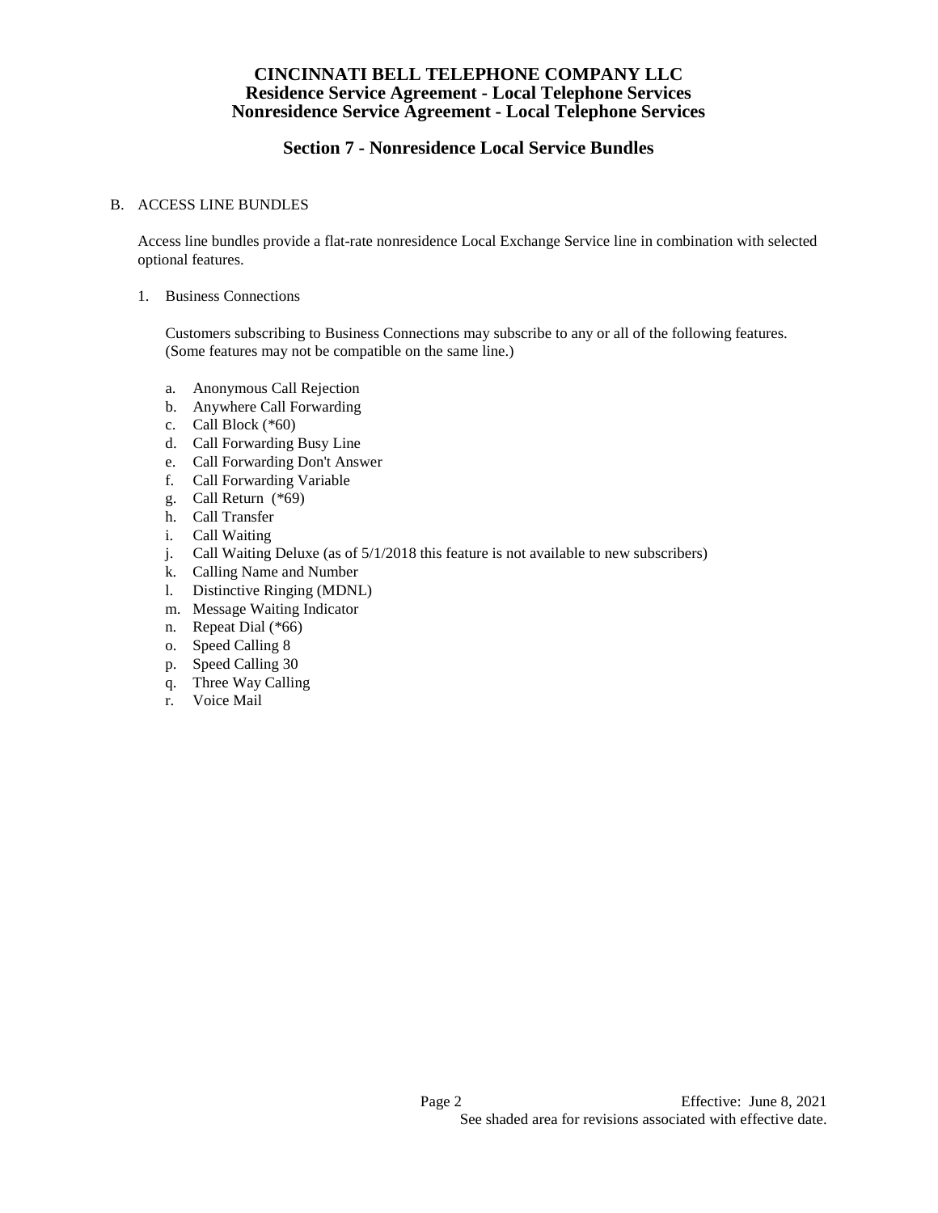# CINCINNATI BELL TELEPHONE COMPANY LLC
## Residence Service Agreement - Local Telephone Services
## Nonresidence Service Agreement - Local Telephone Services

## Section 7 - Nonresidence Local Service Bundles

B. ACCESS LINE BUNDLES

Access line bundles provide a flat-rate nonresidence Local Exchange Service line in combination with selected optional features.

1. Business Connections

   Customers subscribing to Business Connections may subscribe to any or all of the following features. (Some features may not be compatible on the same line.)

   a. Anonymous Call Rejection
   b. Anywhere Call Forwarding
   c. Call Block (*60)
   d. Call Forwarding Busy Line
   e. Call Forwarding Don't Answer
   f. Call Forwarding Variable
   g. Call Return (*69)
   h. Call Transfer
   i. Call Waiting
   j. Call Waiting Deluxe (as of 5/1/2018 this feature is not available to new subscribers)
   k. Calling Name and Number
   l. Distinctive Ringing (MDNL)
   m. Message Waiting Indicator
   n. Repeat Dial (*66)
   o. Speed Calling 8
   p. Speed Calling 30
   q. Three Way Calling
   r. Voice Mail

Effective: June 8, 2021

See shaded area for revisions associated with effective date.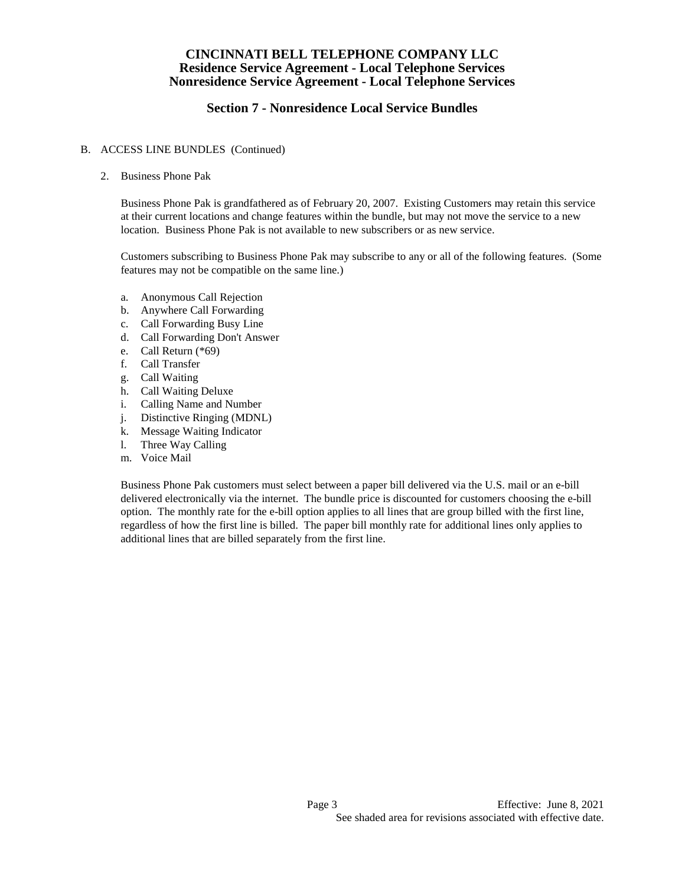# CINCINNATI BELL TELEPHONE COMPANY LLC
## Residence Service Agreement - Local Telephone Services
## Nonresidence Service Agreement - Local Telephone Services

## Section 7 - Nonresidence Local Service Bundles

B. ACCESS LINE BUNDLES (Continued)

2. Business Phone Pak

   Business Phone Pak is grandfathered as of February 20, 2007. Existing Customers may retain this service at their current locations and change features within the bundle, but may not move the service to a new location. Business Phone Pak is not available to new subscribers or as new service.

   Customers subscribing to Business Phone Pak may subscribe to any or all of the following features. (Some features may not be compatible on the same line.)

   a. Anonymous Call Rejection
   b. Anywhere Call Forwarding
   c. Call Forwarding Busy Line
   d. Call Forwarding Don't Answer
   e. Call Return (*69)
   f. Call Transfer
   g. Call Waiting
   h. Call Waiting Deluxe
   i. Calling Name and Number
   j. Distinctive Ringing (MDNL)
   k. Message Waiting Indicator
   l. Three Way Calling
   m. Voice Mail

   Business Phone Pak customers must select between a paper bill delivered via the U.S. mail or an e-bill delivered electronically via the internet. The bundle price is discounted for customers choosing the e-bill option. The monthly rate for the e-bill option applies to all lines that are group billed with the first line, regardless of how the first line is billed. The paper bill monthly rate for additional lines only applies to additional lines that are billed separately from the first line.

Effective: June 8, 2021

See shaded area for revisions associated with effective date.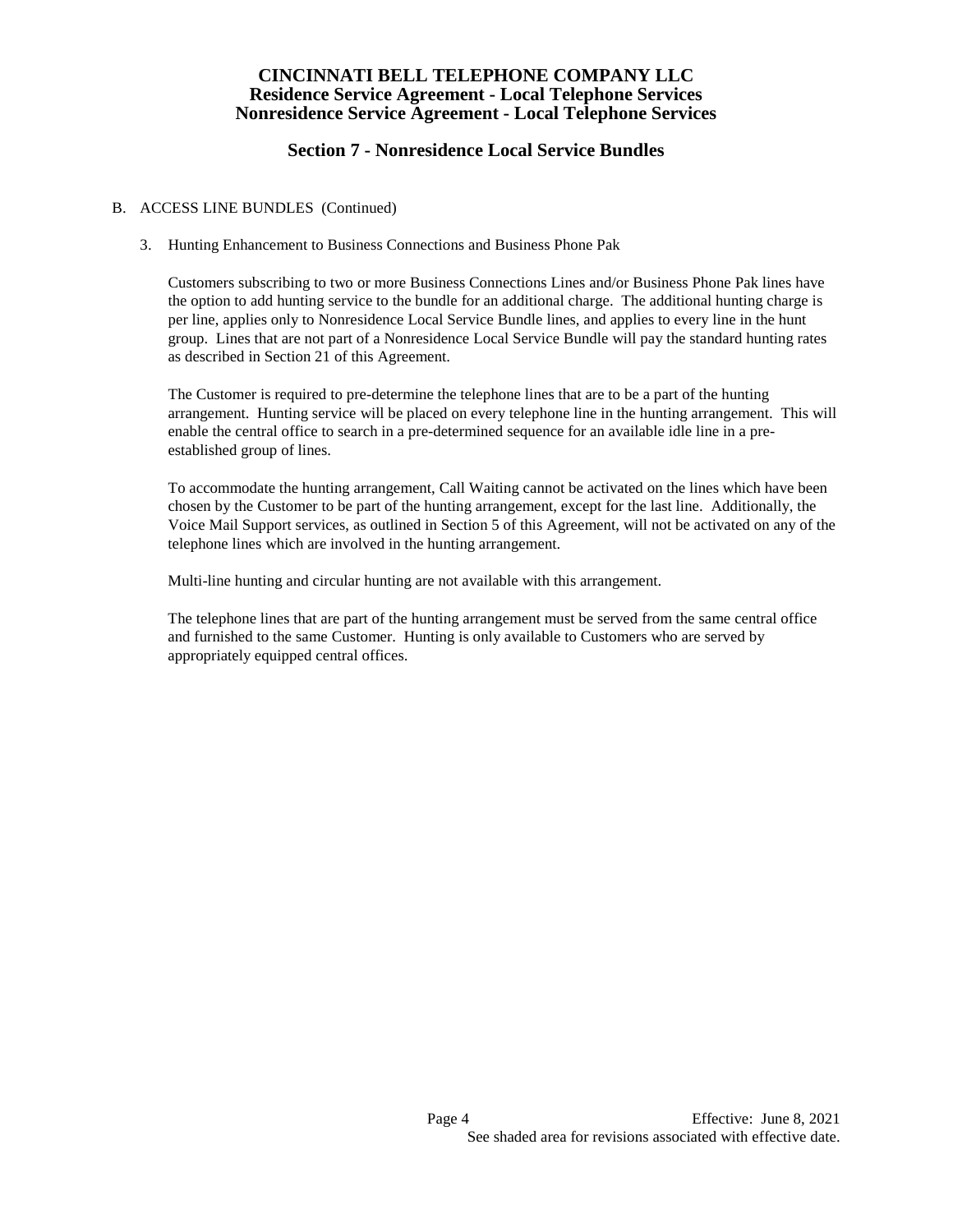# CINCINNATI BELL TELEPHONE COMPANY LLC
## Residence Service Agreement - Local Telephone Services
## Nonresidence Service Agreement - Local Telephone Services

## Section 7 - Nonresidence Local Service Bundles

B. ACCESS LINE BUNDLES (Continued)

3. Hunting Enhancement to Business Connections and Business Phone Pak

   Customers subscribing to two or more Business Connections Lines and/or Business Phone Pak lines have the option to add hunting service to the bundle for an additional charge. The additional hunting charge is per line, applies only to Nonresidence Local Service Bundle lines, and applies to every line in the hunt group. Lines that are not part of a Nonresidence Local Service Bundle will pay the standard hunting rates as described in Section 21 of this Agreement.

   The Customer is required to pre-determine the telephone lines that are to be a part of the hunting arrangement. Hunting service will be placed on every telephone line in the hunting arrangement. This will enable the central office to search in a pre-determined sequence for an available idle line in a pre-established group of lines.

   To accommodate the hunting arrangement, Call Waiting cannot be activated on the lines which have been chosen by the Customer to be part of the hunting arrangement, except for the last line. Additionally, the Voice Mail Support services, as outlined in Section 5 of this Agreement, will not be activated on any of the telephone lines which are involved in the hunting arrangement.

   Multi-line hunting and circular hunting are not available with this arrangement.

   The telephone lines that are part of the hunting arrangement must be served from the same central office and furnished to the same Customer. Hunting is only available to Customers who are served by appropriately equipped central offices.

Effective: June 8, 2021
See shaded area for revisions associated with effective date.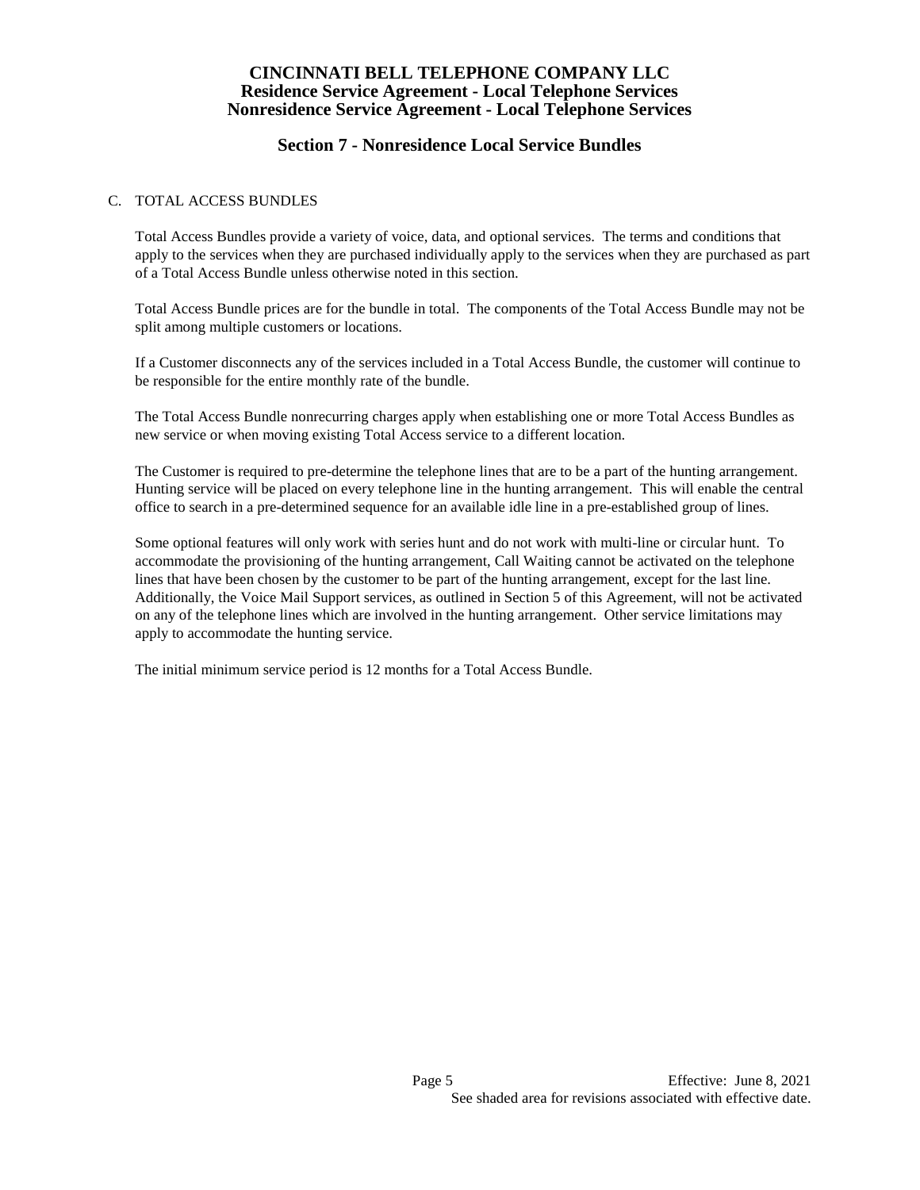# CINCINNATI BELL TELEPHONE COMPANY LLC
## Residence Service Agreement - Local Telephone Services
## Nonresidence Service Agreement - Local Telephone Services

## Section 7 - Nonresidence Local Service Bundles

C. TOTAL ACCESS BUNDLES

Total Access Bundles provide a variety of voice, data, and optional services. The terms and conditions that apply to the services when they are purchased individually apply to the services when they are purchased as part of a Total Access Bundle unless otherwise noted in this section.

Total Access Bundle prices are for the bundle in total. The components of the Total Access Bundle may not be split among multiple customers or locations.

If a Customer disconnects any of the services included in a Total Access Bundle, the customer will continue to be responsible for the entire monthly rate of the bundle.

The Total Access Bundle nonrecurring charges apply when establishing one or more Total Access Bundles as new service or when moving existing Total Access service to a different location.

The Customer is required to pre-determine the telephone lines that are to be a part of the hunting arrangement. Hunting service will be placed on every telephone line in the hunting arrangement. This will enable the central office to search in a pre-determined sequence for an available idle line in a pre-established group of lines.

Some optional features will only work with series hunt and do not work with multi-line or circular hunt. To accommodate the provisioning of the hunting arrangement, Call Waiting cannot be activated on the telephone lines that have been chosen by the customer to be part of the hunting arrangement, except for the last line. Additionally, the Voice Mail Support services, as outlined in Section 5 of this Agreement, will not be activated on any of the telephone lines which are involved in the hunting arrangement. Other service limitations may apply to accommodate the hunting service.

The initial minimum service period is 12 months for a Total Access Bundle.

Effective: June 8, 2021
See shaded area for revisions associated with effective date.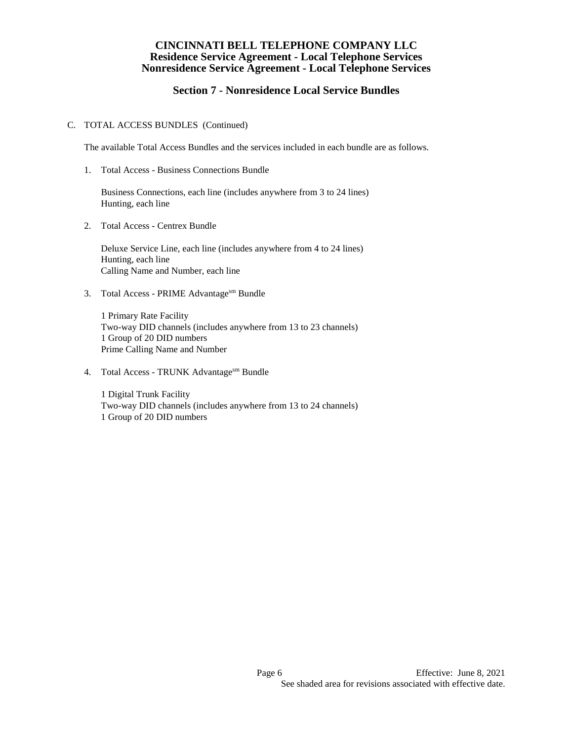# CINCINNATI BELL TELEPHONE COMPANY LLC
## Residence Service Agreement - Local Telephone Services
## Nonresidence Service Agreement - Local Telephone Services

### Section 7 - Nonresidence Local Service Bundles

C. TOTAL ACCESS BUNDLES (Continued)

The available Total Access Bundles and the services included in each bundle are as follows.

1. Total Access - Business Connections Bundle

   Business Connections, each line (includes anywhere from 3 to 24 lines)
   Hunting, each line

2. Total Access - Centrex Bundle

   Deluxe Service Line, each line (includes anywhere from 4 to 24 lines)
   Hunting, each line
   Calling Name and Number, each line

3. Total Access - PRIME Advantage[sm] Bundle

   1 Primary Rate Facility
   Two-way DID channels (includes anywhere from 13 to 23 channels)
   1 Group of 20 DID numbers
   Prime Calling Name and Number

4. Total Access - TRUNK Advantage[sm] Bundle

   1 Digital Trunk Facility
   Two-way DID channels (includes anywhere from 13 to 24 channels)
   1 Group of 20 DID numbers

Effective: June 8, 2021
See shaded area for revisions associated with effective date.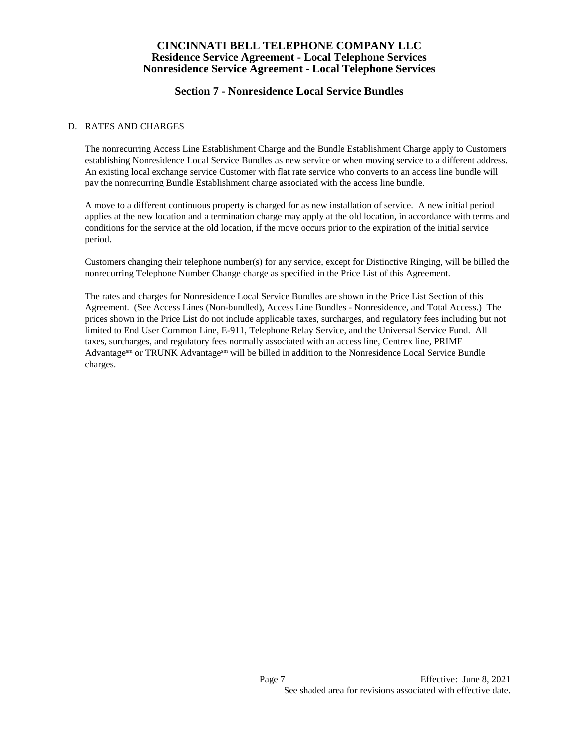## D. RATES AND CHARGES

The nonrecurring Access Line Establishment Charge and the Bundle Establishment Charge apply to Customers establishing Nonresidence Local Service Bundles as new service or when moving service to a different address. An existing local exchange service Customer with flat rate service who converts to an access line bundle will pay the nonrecurring Bundle Establishment charge associated with the access line bundle.

A move to a different continuous property is charged for as new installation of service. A new initial period applies at the new location and a termination charge may apply at the old location, in accordance with terms and conditions for the service at the old location, if the move occurs prior to the expiration of the initial service period.

Customers changing their telephone number(s) for any service, except for Distinctive Ringing, will be billed the nonrecurring Telephone Number Change charge as specified in the Price List of this Agreement.

The rates and charges for Nonresidence Local Service Bundles are shown in the Price List Section of this Agreement. (See Access Lines (Non-bundled), Access Line Bundles - Nonresidence, and Total Access.) The prices shown in the Price List do not include applicable taxes, surcharges, and regulatory fees including but not limited to End User Common Line, E-911, Telephone Relay Service, and the Universal Service Fund. All taxes, surcharges, and regulatory fees normally associated with an access line, Centrex line, PRIME Advantage[sm] or TRUNK Advantage[sm] will be billed in addition to the Nonresidence Local Service Bundle charges.